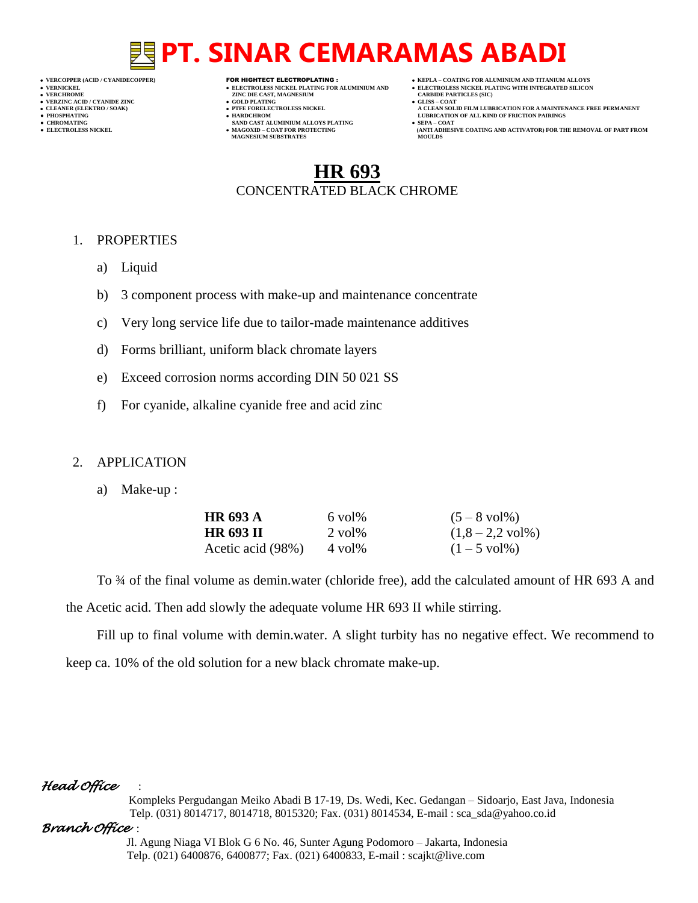# PT. SINAR CEMARAMAS ABADI

- VERCOPPER (ACID / CYANIDECOPPER)
- VERNICKEL
- VERCHROME
- VERZINC ACID / CYANIDE ZINC
- CLEANER (ELEKTRO / SOAK)
- PHOSPHATING
- CHROMATING
- ELECTROLESS NICKEL

**FOR HIGHTECT ELECTROPLATING :**

- ELECTROLESS NICKEL PLATING FOR ALUMINIUM AND ZINC DIE CAST, MAGNESIUM
- GOLD PLATING
- PTFE FORELECTROLESS NICKEL
- HARDCHROM SAND CAST ALUMINIUM ALLOYS PLATING
- MAGOXID – COAT FOR PROTECTING MAGNESIUM SUBSTRATES

- KEPLA – COATING FOR ALUMINIUM AND TITANIUM ALLOYS
- ELECTROLESS NICKEL PLATING WITH INTEGRATED SILICON CARBIDE PARTICLES (SIC)
- GLISS – COAT A CLEAN SOLID FILM LUBRICATION FOR A MAINTENANCE FREE PERMANENT LUBRICATION OF ALL KIND OF FRICTION PAIRINGS
- SEPA – COAT (ANTI ADHESIVE COATING AND ACTIVATOR) FOR THE REMOVAL OF PART FROM MOULDS

## HR 693

CONCENTRATED BLACK CHROME

1. PROPERTIES

   a) Liquid

   b) 3 component process with make-up and maintenance concentrate

   c) Very long service life due to tailor-made maintenance additives

   d) Forms brilliant, uniform black chromate layers

   e) Exceed corrosion norms according DIN 50 021 SS

   f) For cyanide, alkaline cyanide free and acid zinc

2. APPLICATION

   a) Make-up :

| | | |
|---|---|---|
| **HR 693 A** | 6 vol% | (5 – 8 vol%) |
| **HR 693 II** | 2 vol% | (1,8 – 2,2 vol%) |
| Acetic acid (98%) | 4 vol% | (1 – 5 vol%) |

To ¾ of the final volume as demin.water (chloride free), add the calculated amount of HR 693 A and the Acetic acid. Then add slowly the adequate volume HR 693 II while stirring.

Fill up to final volume with demin.water. A slight turbity has no negative effect. We recommend to keep ca. 10% of the old solution for a new black chromate make-up.

*Head Office* :
Kompleks Pergudangan Meiko Abadi B 17-19, Ds. Wedi, Kec. Gedangan – Sidoarjo, East Java, Indonesia
Telp. (031) 8014717, 8014718, 8015320; Fax. (031) 8014534, E-mail : sca_sda@yahoo.co.id

*Branch Office* :
Jl. Agung Niaga VI Blok G 6 No. 46, Sunter Agung Podomoro – Jakarta, Indonesia
Telp. (021) 6400876, 6400877; Fax. (021) 6400833, E-mail : scajkt@live.com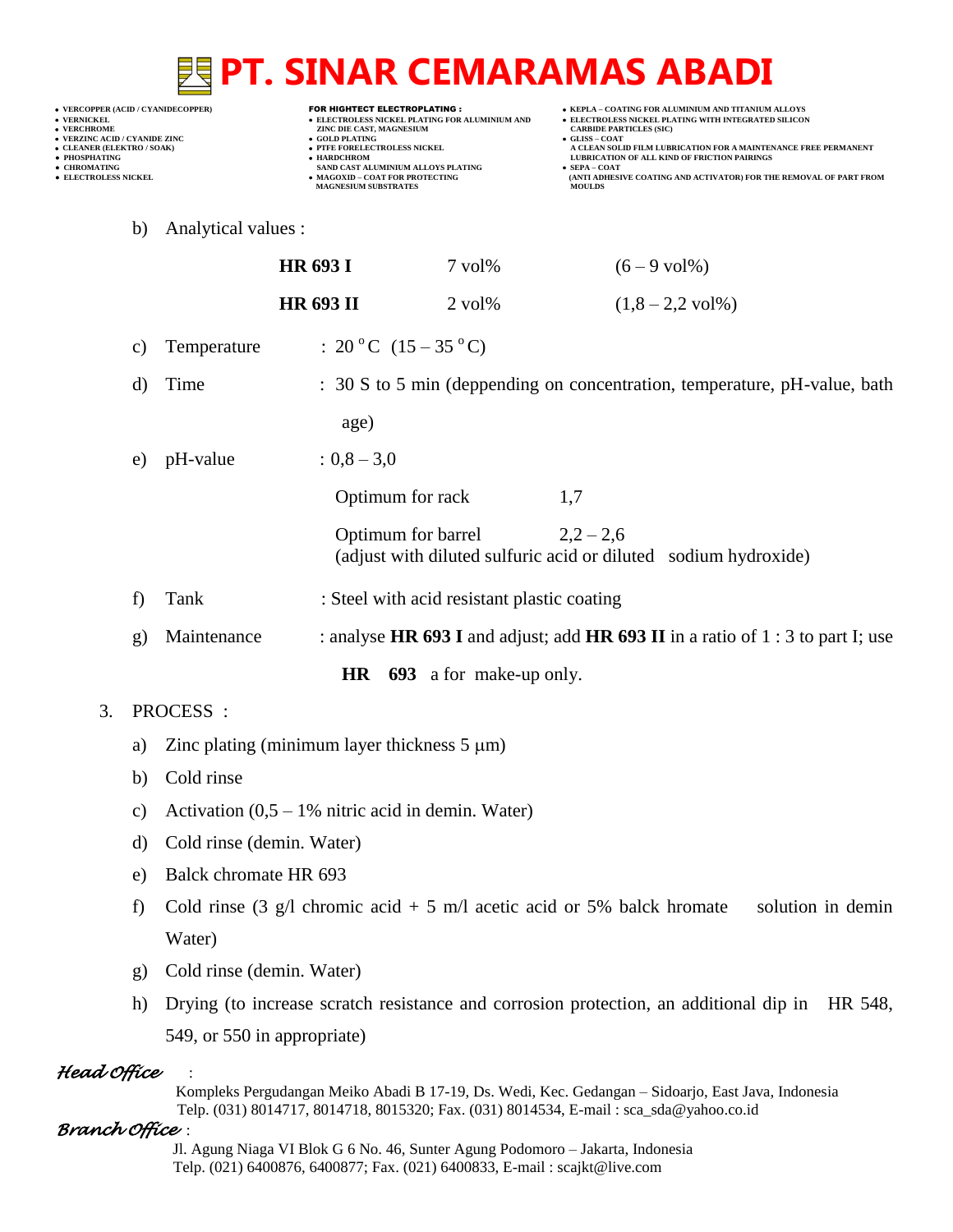b) Analytical values :

| | | |
|---|---|---|
| **HR 693 I** | 7 vol% | (6 – 9 vol%) |
| **HR 693 II** | 2 vol% | (1,8 – 2,2 vol%) |

c) Temperature : 20 °C (15 – 35 °C)

d) Time : 30 S to 5 min (deppending on concentration, temperature, pH-value, bath age)

e) pH-value : 0,8 – 3,0

Optimum for rack 1,7

Optimum for barrel 2,2 – 2,6
(adjust with diluted sulfuric acid or diluted sodium hydroxide)

f) Tank : Steel with acid resistant plastic coating

g) Maintenance : analyse **HR 693 I** and adjust; add **HR 693 II** in a ratio of 1 : 3 to part I; use **HR 693** a for make-up only.

3. PROCESS :

a) Zinc plating (minimum layer thickness 5 μm)

b) Cold rinse

c) Activation (0,5 – 1% nitric acid in demin. Water)

d) Cold rinse (demin. Water)

e) Balck chromate HR 693

f) Cold rinse (3 g/l chromic acid + 5 m/l acetic acid or 5% balck hromate solution in demin Water)

g) Cold rinse (demin. Water)

h) Drying (to increase scratch resistance and corrosion protection, an additional dip in HR 548, 549, or 550 in appropriate)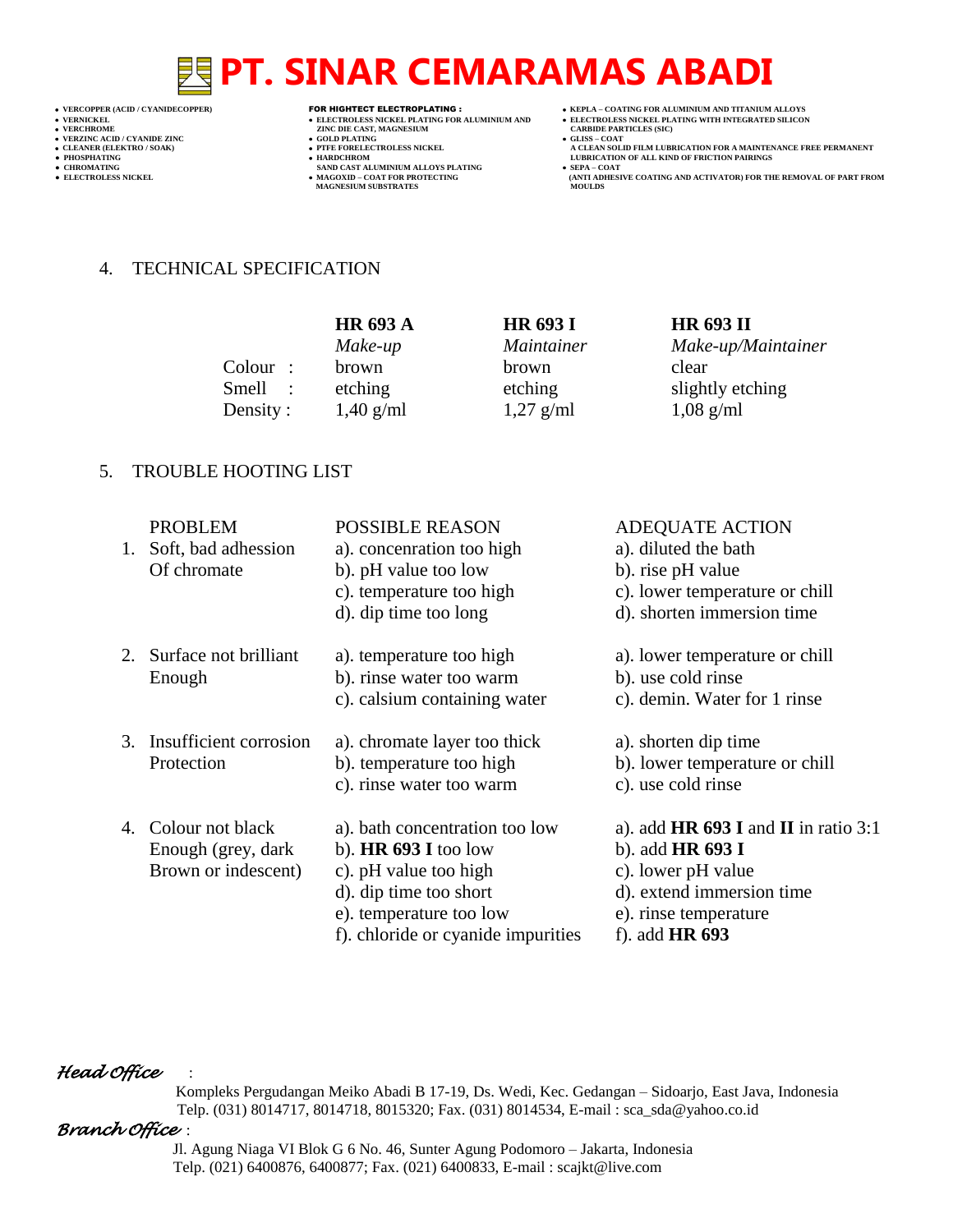## 4. TECHNICAL SPECIFICATION

| | HR 693 A | HR 693 I | HR 693 II |
|---|---|---|---|
| | *Make-up* | *Maintainer* | *Make-up/Maintainer* |
| Colour : | brown | brown | clear |
| Smell : | etching | etching | slightly etching |
| Density : | 1,40 g/ml | 1,27 g/ml | 1,08 g/ml |

## 5. TROUBLE HOOTING LIST

| PROBLEM | POSSIBLE REASON | ADEQUATE ACTION |
|---|---|---|
| 1. Soft, bad adhession Of chromate | a). concenration too high | a). diluted the bath |
| | b). pH value too low | b). rise pH value |
| | c). temperature too high | c). lower temperature or chill |
| | d). dip time too long | d). shorten immersion time |
| 2. Surface not brilliant Enough | a). temperature too high | a). lower temperature or chill |
| | b). rinse water too warm | b). use cold rinse |
| | c). calsium containing water | c). demin. Water for 1 rinse |
| 3. Insufficient corrosion Protection | a). chromate layer too thick | a). shorten dip time |
| | b). temperature too high | b). lower temperature or chill |
| | c). rinse water too warm | c). use cold rinse |
| 4. Colour not black Enough (grey, dark Brown or indescent) | a). bath concentration too low | a). add **HR 693 I** and **II** in ratio 3:1 |
| | b). **HR 693 I** too low | b). add **HR 693 I** |
| | c). pH value too high | c). lower pH value |
| | d). dip time too short | d). extend immersion time |
| | e). temperature too low | e). rinse temperature |
| | f). chloride or cyanide impurities | f). add **HR 693** |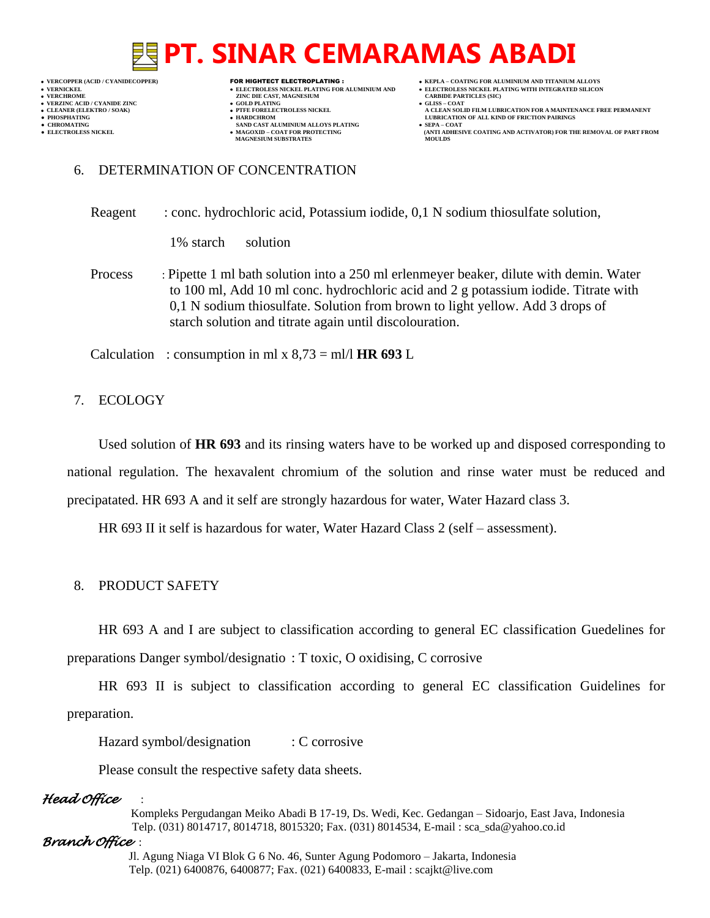## 6. DETERMINATION OF CONCENTRATION

Reagent : conc. hydrochloric acid, Potassium iodide, 0,1 N sodium thiosulfate solution, 1% starch solution

Process : Pipette 1 ml bath solution into a 250 ml erlenmeyer beaker, dilute with demin. Water to 100 ml, Add 10 ml conc. hydrochloric acid and 2 g potassium iodide. Titrate with 0,1 N sodium thiosulfate. Solution from brown to light yellow. Add 3 drops of starch solution and titrate again until discolouration.

Calculation : consumption in ml x 8,73 = ml/l **HR 693** L

## 7. ECOLOGY

Used solution of **HR 693** and its rinsing waters have to be worked up and disposed corresponding to national regulation. The hexavalent chromium of the solution and rinse water must be reduced and precipatated. HR 693 A and it self are strongly hazardous for water, Water Hazard class 3.

HR 693 II it self is hazardous for water, Water Hazard Class 2 (self – assessment).

## 8. PRODUCT SAFETY

HR 693 A and I are subject to classification according to general EC classification Guedelines for preparations Danger symbol/designatio : T toxic, O oxidising, C corrosive

HR 693 II is subject to classification according to general EC classification Guidelines for preparation.

Hazard symbol/designation : C corrosive

Please consult the respective safety data sheets.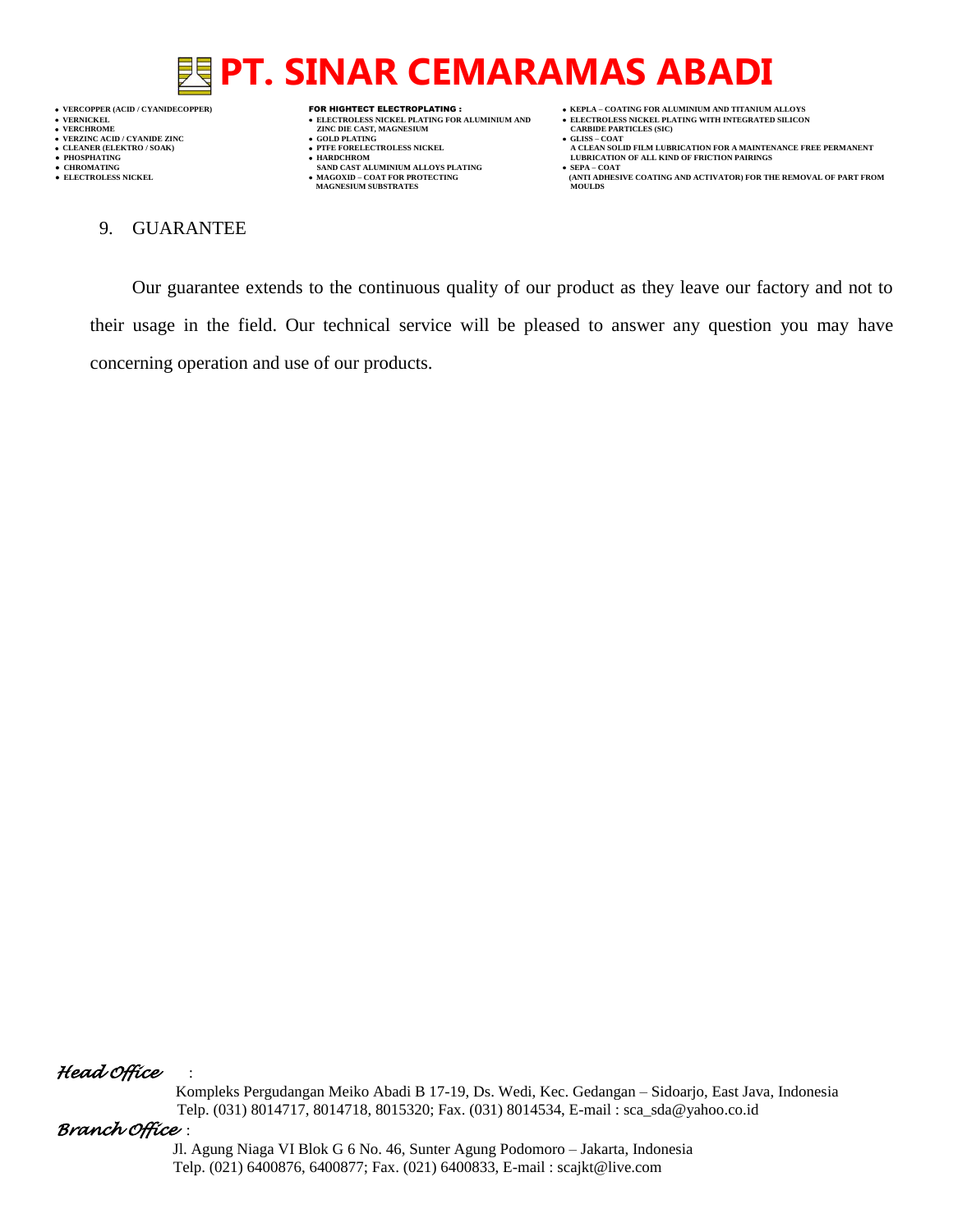9. GUARANTEE

Our guarantee extends to the continuous quality of our product as they leave our factory and not to their usage in the field. Our technical service will be pleased to answer any question you may have concerning operation and use of our products.